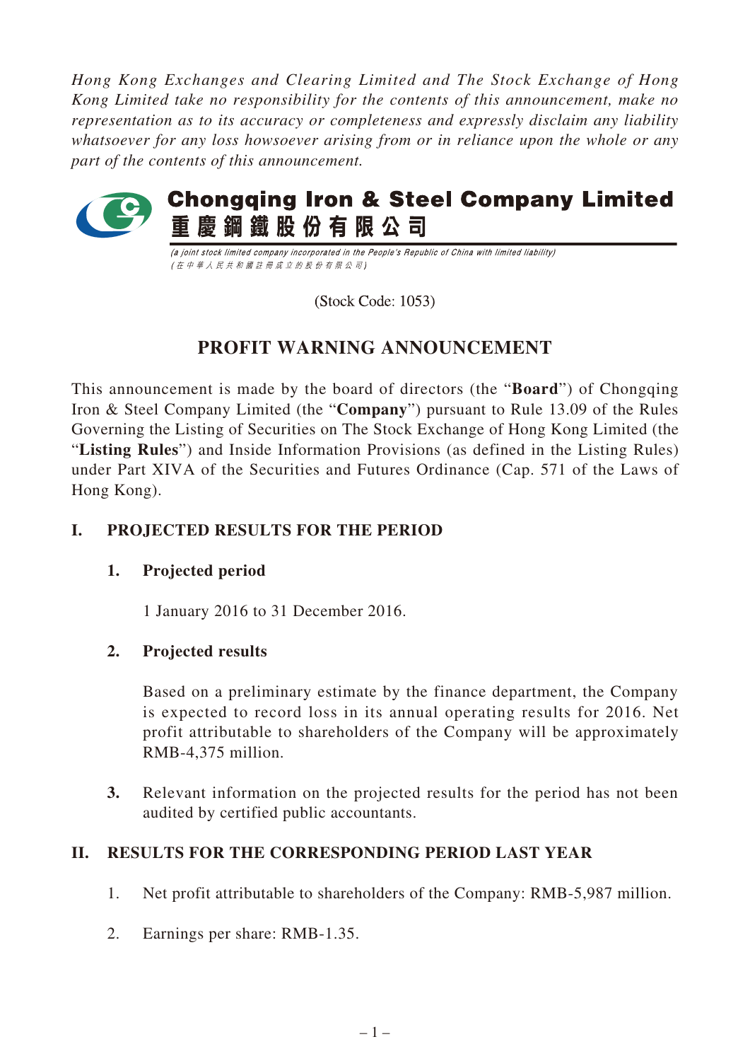*Hong Kong Exchanges and Clearing Limited and The Stock Exchange of Hong Kong Limited take no responsibility for the contents of this announcement, make no representation as to its accuracy or completeness and expressly disclaim any liability whatsoever for any loss howsoever arising from or in reliance upon the whole or any part of the contents of this announcement.*

# Chongqing Iron & Steel Company Limited
# 重慶鋼鐵股份有限公司

*(a joint stock limited company incorporated in the People's Republic of China with limited liability)*
*(在中華人民共和國註冊成立的股份有限公司)*

(Stock Code: 1053)

## PROFIT WARNING ANNOUNCEMENT

This announcement is made by the board of directors (the "**Board**") of Chongqing Iron & Steel Company Limited (the "**Company**") pursuant to Rule 13.09 of the Rules Governing the Listing of Securities on The Stock Exchange of Hong Kong Limited (the "**Listing Rules**") and Inside Information Provisions (as defined in the Listing Rules) under Part XIVA of the Securities and Futures Ordinance (Cap. 571 of the Laws of Hong Kong).

### I. PROJECTED RESULTS FOR THE PERIOD

**1. Projected period**

1 January 2016 to 31 December 2016.

**2. Projected results**

Based on a preliminary estimate by the finance department, the Company is expected to record loss in its annual operating results for 2016. Net profit attributable to shareholders of the Company will be approximately RMB-4,375 million.

**3.** Relevant information on the projected results for the period has not been audited by certified public accountants.

### II. RESULTS FOR THE CORRESPONDING PERIOD LAST YEAR

1. Net profit attributable to shareholders of the Company: RMB-5,987 million.
2. Earnings per share: RMB-1.35.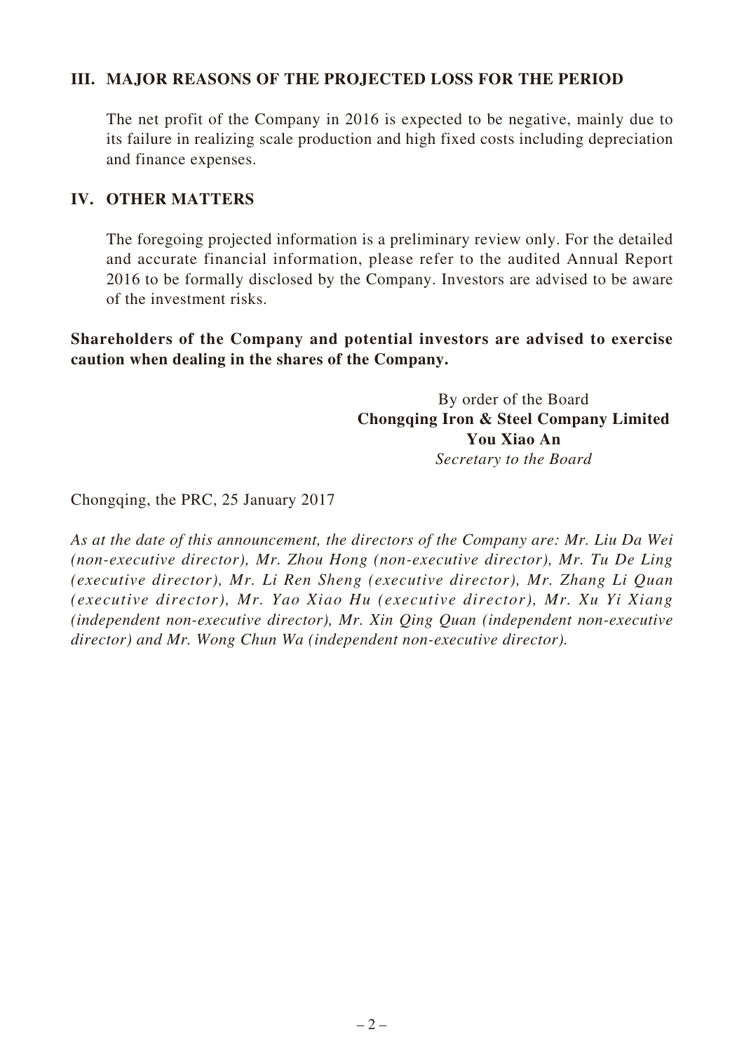## III. MAJOR REASONS OF THE PROJECTED LOSS FOR THE PERIOD

The net profit of the Company in 2016 is expected to be negative, mainly due to its failure in realizing scale production and high fixed costs including depreciation and finance expenses.

## IV. OTHER MATTERS

The foregoing projected information is a preliminary review only. For the detailed and accurate financial information, please refer to the audited Annual Report 2016 to be formally disclosed by the Company. Investors are advised to be aware of the investment risks.

**Shareholders of the Company and potential investors are advised to exercise caution when dealing in the shares of the Company.**

By order of the Board
**Chongqing Iron & Steel Company Limited**
**You Xiao An**
*Secretary to the Board*

Chongqing, the PRC, 25 January 2017

*As at the date of this announcement, the directors of the Company are: Mr. Liu Da Wei (non-executive director), Mr. Zhou Hong (non-executive director), Mr. Tu De Ling (executive director), Mr. Li Ren Sheng (executive director), Mr. Zhang Li Quan (executive director), Mr. Yao Xiao Hu (executive director), Mr. Xu Yi Xiang (independent non-executive director), Mr. Xin Qing Quan (independent non-executive director) and Mr. Wong Chun Wa (independent non-executive director).*